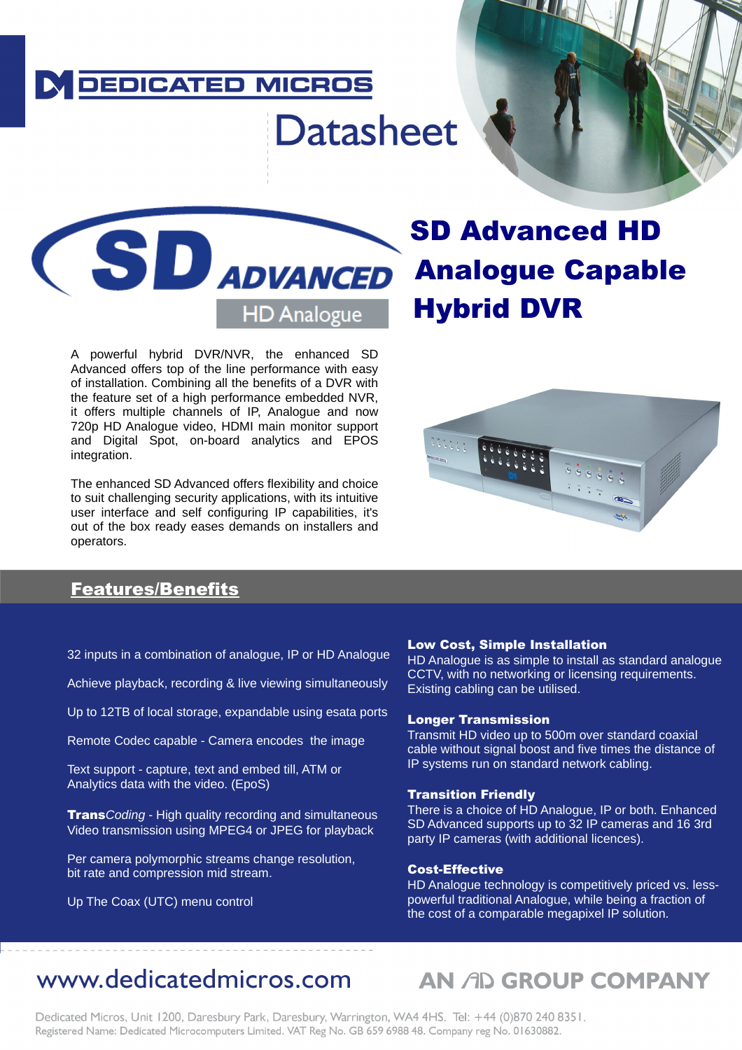DEDICATED MICROS

# Datasheet

SD ADVANCED HD Analogue

# SD Advanced HD Analogue Capable Hybrid DVR

A powerful hybrid DVR/NVR, the enhanced SD Advanced offers top of the line performance with easy of installation. Combining all the benefits of a DVR with the feature set of a high performance embedded NVR, it offers multiple channels of IP, Analogue and now 720p HD Analogue video, HDMI main monitor support and Digital Spot, on-board analytics and EPOS integration.

The enhanced SD Advanced offers flexibility and choice to suit challenging security applications, with its intuitive user interface and self configuring IP capabilities, it's out of the box ready eases demands on installers and operators.

## Features/Benefits

32 inputs in a combination of analogue, IP or HD Analogue

Achieve playback, recording & live viewing simultaneously

Up to 12TB of local storage, expandable using esata ports

Remote Codec capable - Camera encodes the image

Text support - capture, text and embed till, ATM or Analytics data with the video. (EpoS)

**Trans***Coding* - High quality recording and simultaneous Video transmission using MPEG4 or JPEG for playback

Per camera polymorphic streams change resolution, bit rate and compression mid stream.

Up The Coax (UTC) menu control

**Low Cost, Simple Installation**
HD Analogue is as simple to install as standard analogue CCTV, with no networking or licensing requirements. Existing cabling can be utilised.

**Longer Transmission**
Transmit HD video up to 500m over standard coaxial cable without signal boost and five times the distance of IP systems run on standard network cabling.

**Transition Friendly**
There is a choice of HD Analogue, IP or both. Enhanced SD Advanced supports up to 32 IP cameras and 16 3rd party IP cameras (with additional licences).

**Cost-Effective**
HD Analogue technology is competitively priced vs. less-powerful traditional Analogue, while being a fraction of the cost of a comparable megapixel IP solution.

www.dedicatedmicros.com

AN AD GROUP COMPANY

Dedicated Micros, Unit 1200, Daresbury Park, Daresbury, Warrington, WA4 4HS. Tel: +44 (0)870 240 8351.
Registered Name: Dedicated Microcomputers Limited. VAT Reg No. GB 659 6988 48. Company reg No. 01630882.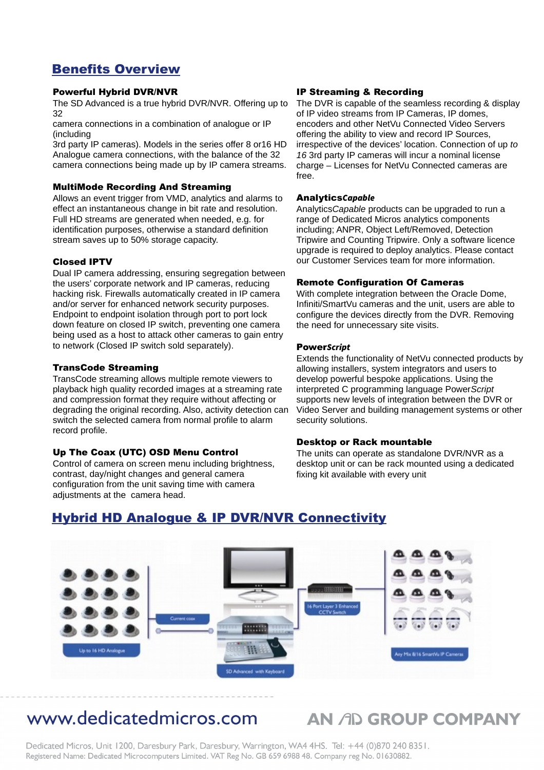## Benefits Overview

### Powerful Hybrid DVR/NVR

The SD Advanced is a true hybrid DVR/NVR. Offering up to 32 camera connections in a combination of analogue or IP (including 3rd party IP cameras). Models in the series offer 8 or16 HD Analogue camera connections, with the balance of the 32 camera connections being made up by IP camera streams.

### MultiMode Recording And Streaming

Allows an event trigger from VMD, analytics and alarms to effect an instantaneous change in bit rate and resolution. Full HD streams are generated when needed, e.g. for identification purposes, otherwise a standard definition stream saves up to 50% storage capacity.

### Closed IPTV

Dual IP camera addressing, ensuring segregation between the users' corporate network and IP cameras, reducing hacking risk. Firewalls automatically created in IP camera and/or server for enhanced network security purposes. Endpoint to endpoint isolation through port to port lock down feature on closed IP switch, preventing one camera being used as a host to attack other cameras to gain entry to network (Closed IP switch sold separately).

### TransCode Streaming

TransCode streaming allows multiple remote viewers to playback high quality recorded images at a streaming rate and compression format they require without affecting or degrading the original recording. Also, activity detection can switch the selected camera from normal profile to alarm record profile.

### Up The Coax (UTC) OSD Menu Control

Control of camera on screen menu including brightness, contrast, day/night changes and general camera configuration from the unit saving time with camera adjustments at the camera head.

### IP Streaming & Recording

The DVR is capable of the seamless recording & display of IP video streams from IP Cameras, IP domes, encoders and other NetVu Connected Video Servers offering the ability to view and record IP Sources, irrespective of the devices' location. Connection of up *to 16* 3rd party IP cameras will incur a nominal license charge – Licenses for NetVu Connected cameras are free.

### Analytics*Capable*

Analytics*Capable* products can be upgraded to run a range of Dedicated Micros analytics components including; ANPR, Object Left/Removed, Detection Tripwire and Counting Tripwire. Only a software licence upgrade is required to deploy analytics. Please contact our Customer Services team for more information.

### Remote Configuration Of Cameras

With complete integration between the Oracle Dome, Infiniti/SmartVu cameras and the unit, users are able to configure the devices directly from the DVR. Removing the need for unnecessary site visits.

### Power*Script*

Extends the functionality of NetVu connected products by allowing installers, system integrators and users to develop powerful bespoke applications. Using the interpreted C programming language Power*Script* supports new levels of integration between the DVR or Video Server and building management systems or other security solutions.

### Desktop or Rack mountable

The units can operate as standalone DVR/NVR as a desktop unit or can be rack mounted using a dedicated fixing kit available with every unit

## Hybrid HD Analogue & IP DVR/NVR Connectivity

Up to 16 HD Analogue

Current coax

SD Advanced with Keyboard

16 Port Layer 3 Enhanced CCTV Switch

Any Mix 8/16 SmartVu IP Cameras

www.dedicatedmicros.com

AN AD GROUP COMPANY

Dedicated Micros, Unit 1200, Daresbury Park, Daresbury, Warrington, WA4 4HS. Tel: +44 (0)870 240 8351.
Registered Name: Dedicated Microcomputers Limited. VAT Reg No. GB 659 6988 48. Company reg No. 01630882.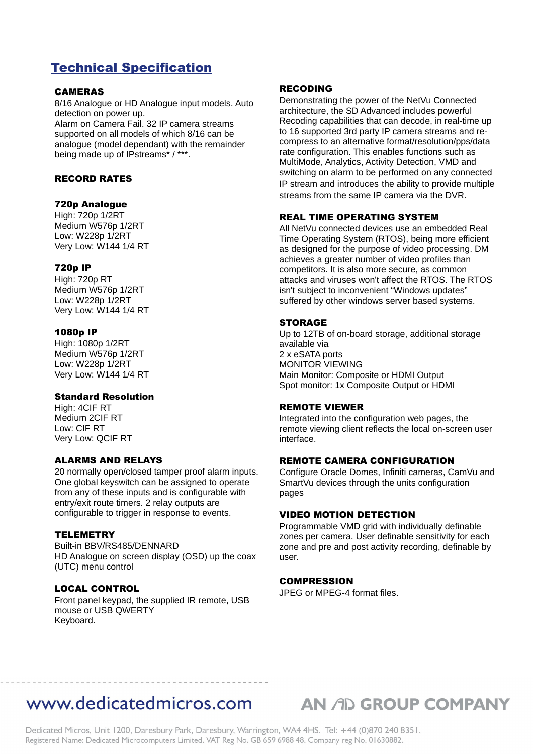# Technical Specification

### CAMERAS

8/16 Analogue or HD Analogue input models. Auto detection on power up.
Alarm on Camera Fail. 32 IP camera streams supported on all models of which 8/16 can be analogue (model dependant) with the remainder being made up of IPstreams* / ***.

### RECORD RATES

#### 720p Analogue

High: 720p 1/2RT
Medium W576p 1/2RT
Low: W228p 1/2RT
Very Low: W144 1/4 RT

#### 720p IP

High: 720p RT
Medium W576p 1/2RT
Low: W228p 1/2RT
Very Low: W144 1/4 RT

#### 1080p IP

High: 1080p 1/2RT
Medium W576p 1/2RT
Low: W228p 1/2RT
Very Low: W144 1/4 RT

#### Standard Resolution

High: 4CIF RT
Medium 2CIF RT
Low: CIF RT
Very Low: QCIF RT

### ALARMS AND RELAYS

20 normally open/closed tamper proof alarm inputs. One global keyswitch can be assigned to operate from any of these inputs and is configurable with entry/exit route timers. 2 relay outputs are configurable to trigger in response to events.

### TELEMETRY

Built-in BBV/RS485/DENNARD
HD Analogue on screen display (OSD) up the coax (UTC) menu control

### LOCAL CONTROL

Front panel keypad, the supplied IR remote, USB mouse or USB QWERTY
Keyboard.

### RECODING

Demonstrating the power of the NetVu Connected architecture, the SD Advanced includes powerful Recoding capabilities that can decode, in real-time up to 16 supported 3rd party IP camera streams and re-compress to an alternative format/resolution/pps/data rate configuration. This enables functions such as MultiMode, Analytics, Activity Detection, VMD and switching on alarm to be performed on any connected IP stream and introduces the ability to provide multiple streams from the same IP camera via the DVR.

### REAL TIME OPERATING SYSTEM

All NetVu connected devices use an embedded Real Time Operating System (RTOS), being more efficient as designed for the purpose of video processing. DM achieves a greater number of video profiles than competitors. It is also more secure, as common attacks and viruses won't affect the RTOS. The RTOS isn't subject to inconvenient “Windows updates” suffered by other windows server based systems.

### STORAGE

Up to 12TB of on-board storage, additional storage available via
2 x eSATA ports
MONITOR VIEWING
Main Monitor: Composite or HDMI Output
Spot monitor: 1x Composite Output or HDMI

### REMOTE VIEWER

Integrated into the configuration web pages, the remote viewing client reflects the local on-screen user interface.

### REMOTE CAMERA CONFIGURATION

Configure Oracle Domes, Infiniti cameras, CamVu and SmartVu devices through the units configuration pages

### VIDEO MOTION DETECTION

Programmable VMD grid with individually definable zones per camera. User definable sensitivity for each zone and pre and post activity recording, definable by user.

### COMPRESSION

JPEG or MPEG-4 format files.

www.dedicatedmicros.com AN AD GROUP COMPANY

Dedicated Micros, Unit 1200, Daresbury Park, Daresbury, Warrington, WA4 4HS. Tel: +44 (0)870 240 8351.
Registered Name: Dedicated Microcomputers Limited. VAT Reg No. GB 659 6988 48. Company reg No. 01630882.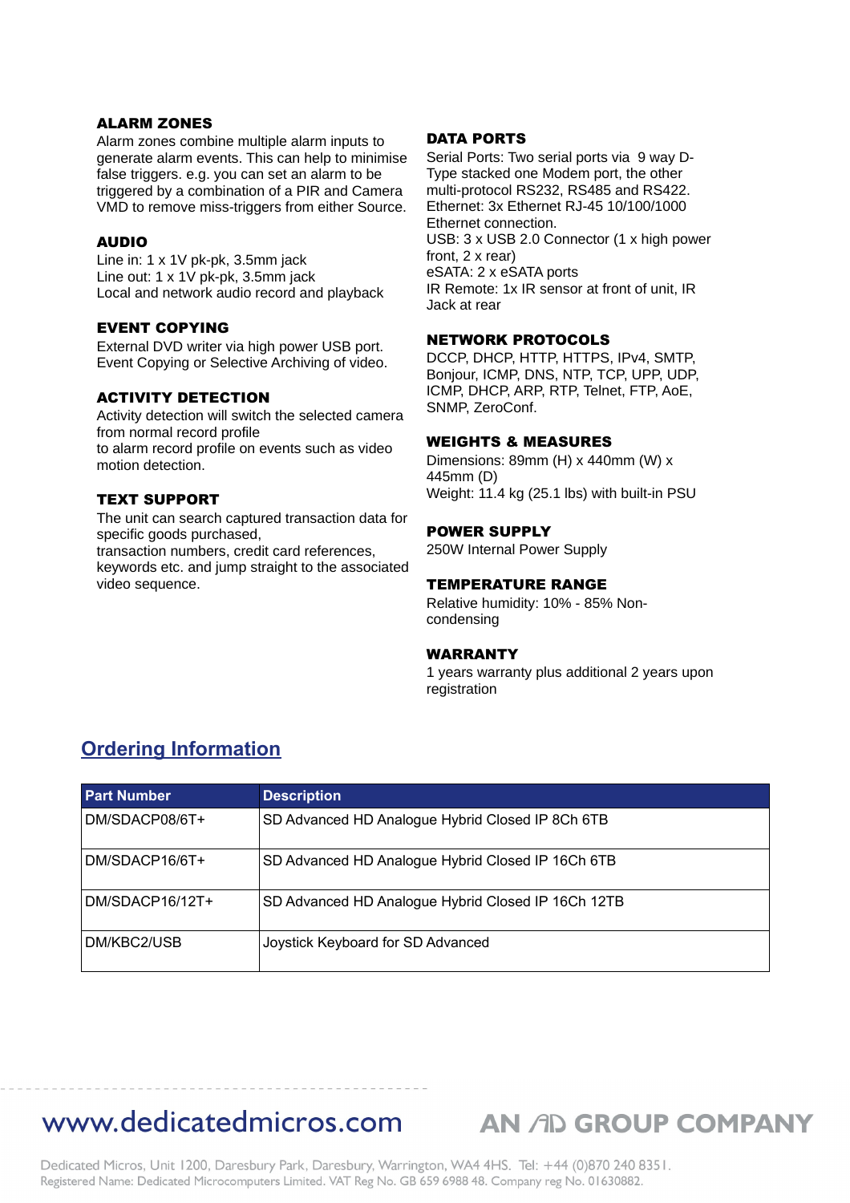### ALARM ZONES

Alarm zones combine multiple alarm inputs to generate alarm events. This can help to minimise false triggers. e.g. you can set an alarm to be triggered by a combination of a PIR and Camera VMD to remove miss-triggers from either Source.

### AUDIO

Line in: 1 x 1V pk-pk, 3.5mm jack
Line out: 1 x 1V pk-pk, 3.5mm jack
Local and network audio record and playback

### EVENT COPYING

External DVD writer via high power USB port.
Event Copying or Selective Archiving of video.

### ACTIVITY DETECTION

Activity detection will switch the selected camera from normal record profile
to alarm record profile on events such as video motion detection.

### TEXT SUPPORT

The unit can search captured transaction data for specific goods purchased,
transaction numbers, credit card references, keywords etc. and jump straight to the associated video sequence.

### DATA PORTS

Serial Ports: Two serial ports via 9 way D-Type stacked one Modem port, the other multi-protocol RS232, RS485 and RS422.
Ethernet: 3x Ethernet RJ-45 10/100/1000 Ethernet connection.
USB: 3 x USB 2.0 Connector (1 x high power front, 2 x rear)
eSATA: 2 x eSATA ports
IR Remote: 1x IR sensor at front of unit, IR Jack at rear

### NETWORK PROTOCOLS

DCCP, DHCP, HTTP, HTTPS, IPv4, SMTP, Bonjour, ICMP, DNS, NTP, TCP, UPP, UDP, ICMP, DHCP, ARP, RTP, Telnet, FTP, AoE, SNMP, ZeroConf.

### WEIGHTS & MEASURES

Dimensions: 89mm (H) x 440mm (W) x 445mm (D)
Weight: 11.4 kg (25.1 lbs) with built-in PSU

### POWER SUPPLY

250W Internal Power Supply

### TEMPERATURE RANGE

Relative humidity: 10% - 85% Non-condensing

### WARRANTY

1 years warranty plus additional 2 years upon registration

## Ordering Information

| Part Number | Description |
|---|---|
| DM/SDACP08/6T+ | SD Advanced HD Analogue Hybrid Closed IP 8Ch 6TB |
| DM/SDACP16/6T+ | SD Advanced HD Analogue Hybrid Closed IP 16Ch 6TB |
| DM/SDACP16/12T+ | SD Advanced HD Analogue Hybrid Closed IP 16Ch 12TB |
| DM/KBC2/USB | Joystick Keyboard for SD Advanced |

www.dedicatedmicros.com

AN AD GROUP COMPANY

Dedicated Micros, Unit 1200, Daresbury Park, Daresbury, Warrington, WA4 4HS. Tel: +44 (0)870 240 8351.
Registered Name: Dedicated Microcomputers Limited. VAT Reg No. GB 659 6988 48. Company reg No. 01630882.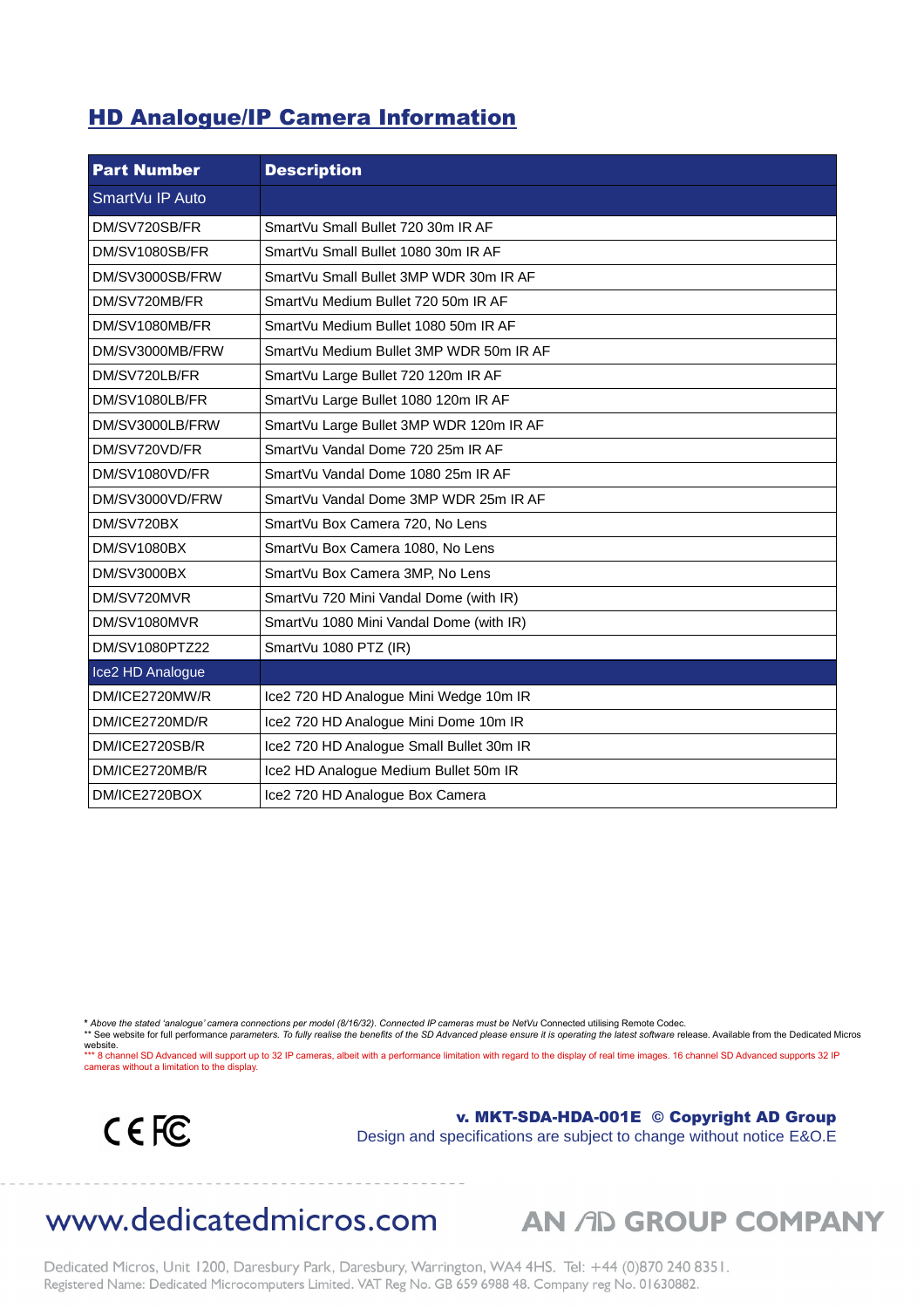## HD Analogue/IP Camera Information

| Part Number | Description |
|---|---|
| SmartVu IP Auto | |
| DM/SV720SB/FR | SmartVu Small Bullet 720 30m IR AF |
| DM/SV1080SB/FR | SmartVu Small Bullet 1080 30m IR AF |
| DM/SV3000SB/FRW | SmartVu Small Bullet 3MP WDR 30m IR AF |
| DM/SV720MB/FR | SmartVu Medium Bullet 720 50m IR AF |
| DM/SV1080MB/FR | SmartVu Medium Bullet 1080 50m IR AF |
| DM/SV3000MB/FRW | SmartVu Medium Bullet 3MP WDR 50m IR AF |
| DM/SV720LB/FR | SmartVu Large Bullet 720 120m IR AF |
| DM/SV1080LB/FR | SmartVu Large Bullet 1080 120m IR AF |
| DM/SV3000LB/FRW | SmartVu Large Bullet 3MP WDR 120m IR AF |
| DM/SV720VD/FR | SmartVu Vandal Dome 720 25m IR AF |
| DM/SV1080VD/FR | SmartVu Vandal Dome 1080 25m IR AF |
| DM/SV3000VD/FRW | SmartVu Vandal Dome 3MP WDR 25m IR AF |
| DM/SV720BX | SmartVu Box Camera 720, No Lens |
| DM/SV1080BX | SmartVu Box Camera 1080, No Lens |
| DM/SV3000BX | SmartVu Box Camera 3MP, No Lens |
| DM/SV720MVR | SmartVu 720 Mini Vandal Dome (with IR) |
| DM/SV1080MVR | SmartVu 1080 Mini Vandal Dome (with IR) |
| DM/SV1080PTZ22 | SmartVu 1080 PTZ (IR) |
| Ice2 HD Analogue | |
| DM/ICE2720MW/R | Ice2 720 HD Analogue Mini Wedge 10m IR |
| DM/ICE2720MD/R | Ice2 720 HD Analogue Mini Dome 10m IR |
| DM/ICE2720SB/R | Ice2 720 HD Analogue Small Bullet 30m IR |
| DM/ICE2720MB/R | Ice2 HD Analogue Medium Bullet 50m IR |
| DM/ICE2720BOX | Ice2 720 HD Analogue Box Camera |

* *Above the stated 'analogue' camera connections per model (8/16/32). Connected IP cameras must be NetVu* Connected utilising Remote Codec.
** See website for full performance *parameters. To fully realise the benefits of the SD Advanced please ensure it is operating the latest software* release. Available from the Dedicated Micros website.
*** 8 channel SD Advanced will support up to 32 IP cameras, albeit with a performance limitation with regard to the display of real time images. 16 channel SD Advanced supports 32 IP cameras without a limitation to the display.

CE FC

**v. MKT-SDA-HDA-001E © Copyright AD Group**
Design and specifications are subject to change without notice E&O.E

www.dedicatedmicros.com

AN AD GROUP COMPANY

Dedicated Micros, Unit 1200, Daresbury Park, Daresbury, Warrington, WA4 4HS. Tel: +44 (0)870 240 8351.
Registered Name: Dedicated Microcomputers Limited. VAT Reg No. GB 659 6988 48. Company reg No. 01630882.